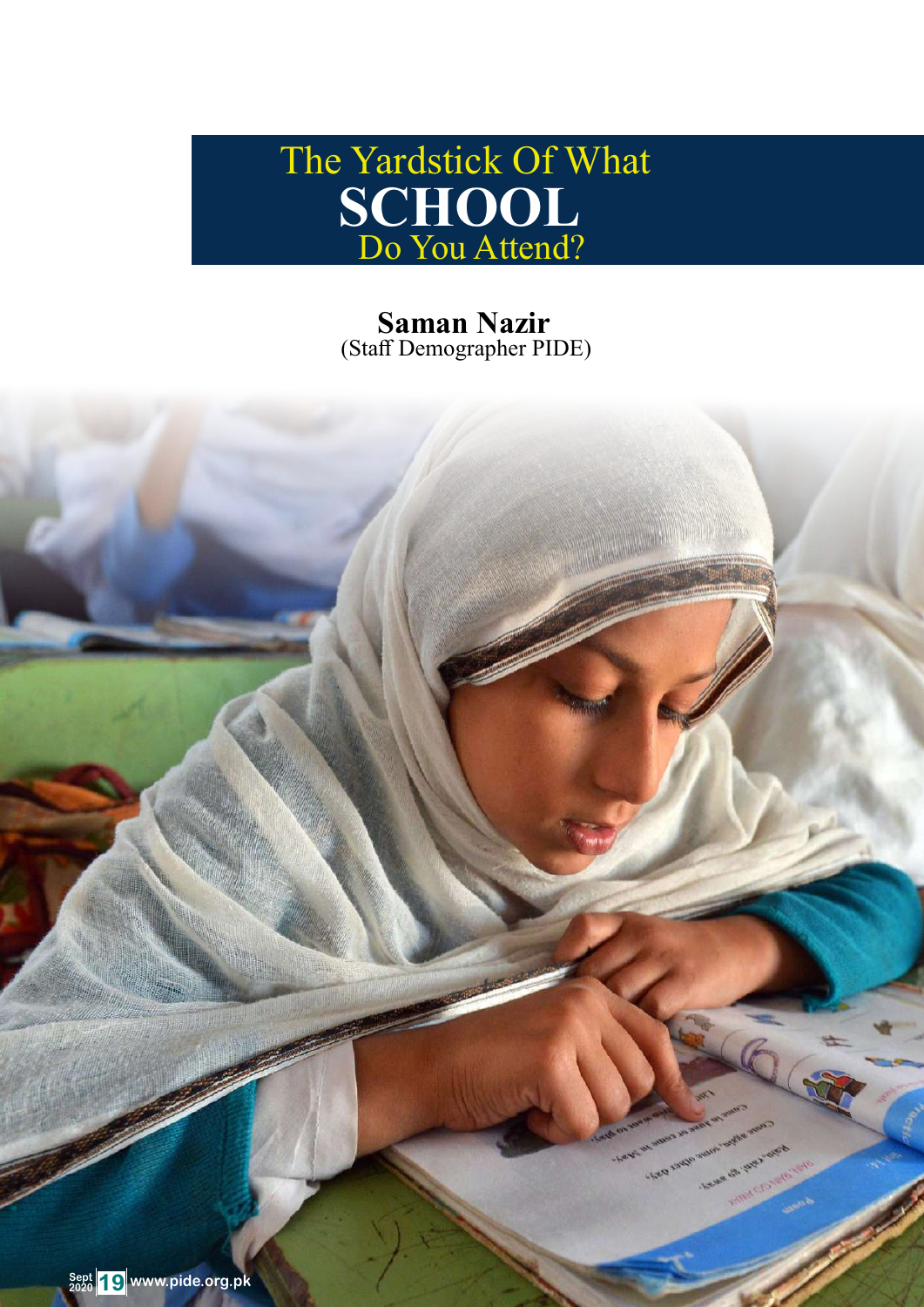# The Yardstick Of What SCHOOL Do You Attend?

**Saman Nazir**
(Staff Demographer PIDE)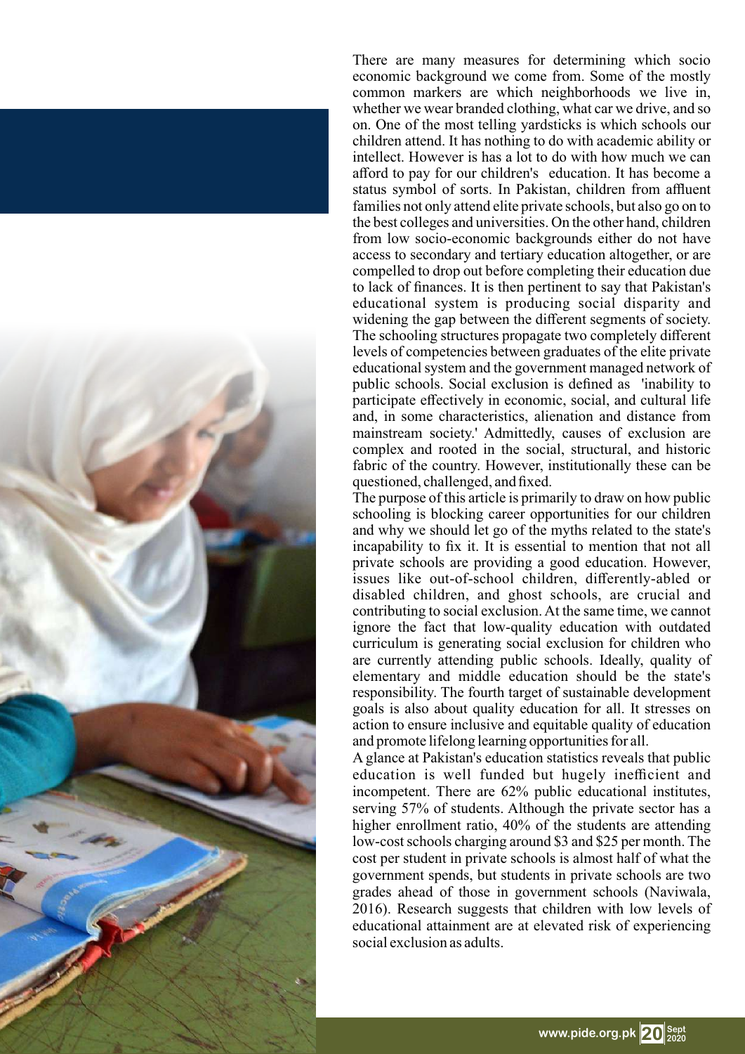There are many measures for determining which socio economic background we come from. Some of the mostly common markers are which neighborhoods we live in, whether we wear branded clothing, what car we drive, and so on. One of the most telling yardsticks is which schools our children attend. It has nothing to do with academic ability or intellect. However is has a lot to do with how much we can afford to pay for our children's education. It has become a status symbol of sorts. In Pakistan, children from affluent families not only attend elite private schools, but also go on to the best colleges and universities. On the other hand, children from low socio-economic backgrounds either do not have access to secondary and tertiary education altogether, or are compelled to drop out before completing their education due to lack of finances. It is then pertinent to say that Pakistan's educational system is producing social disparity and widening the gap between the different segments of society. The schooling structures propagate two completely different levels of competencies between graduates of the elite private educational system and the government managed network of public schools. Social exclusion is defined as 'inability to participate effectively in economic, social, and cultural life and, in some characteristics, alienation and distance from mainstream society.' Admittedly, causes of exclusion are complex and rooted in the social, structural, and historic fabric of the country. However, institutionally these can be questioned, challenged, and fixed.

The purpose of this article is primarily to draw on how public schooling is blocking career opportunities for our children and why we should let go of the myths related to the state's incapability to fix it. It is essential to mention that not all private schools are providing a good education. However, issues like out-of-school children, differently-abled or disabled children, and ghost schools, are crucial and contributing to social exclusion. At the same time, we cannot ignore the fact that low-quality education with outdated curriculum is generating social exclusion for children who are currently attending public schools. Ideally, quality of elementary and middle education should be the state's responsibility. The fourth target of sustainable development goals is also about quality education for all. It stresses on action to ensure inclusive and equitable quality of education and promote lifelong learning opportunities for all.

A glance at Pakistan's education statistics reveals that public education is well funded but hugely inefficient and incompetent. There are 62% public educational institutes, serving 57% of students. Although the private sector has a higher enrollment ratio, 40% of the students are attending low-cost schools charging around $3 and $25 per month. The cost per student in private schools is almost half of what the government spends, but students in private schools are two grades ahead of those in government schools (Naviwala, 2016). Research suggests that children with low levels of educational attainment are at elevated risk of experiencing social exclusion as adults.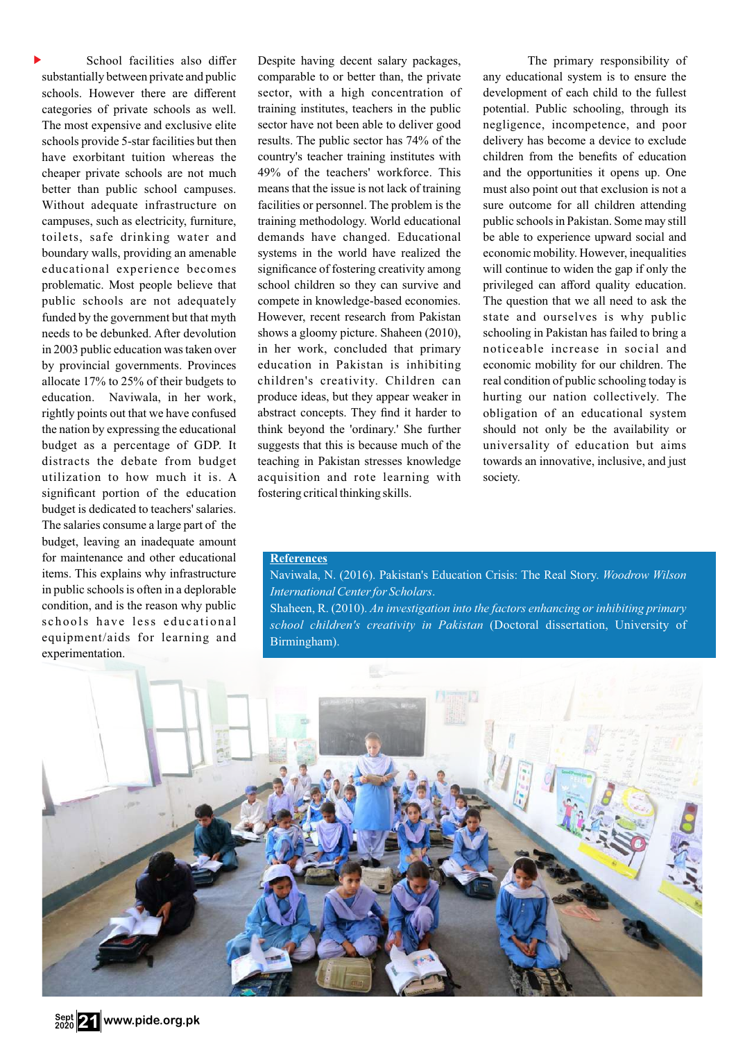School facilities also differ substantially between private and public schools. However there are different categories of private schools as well. The most expensive and exclusive elite schools provide 5-star facilities but then have exorbitant tuition whereas the cheaper private schools are not much better than public school campuses. Without adequate infrastructure on campuses, such as electricity, furniture, toilets, safe drinking water and boundary walls, providing an amenable educational experience becomes problematic. Most people believe that public schools are not adequately funded by the government but that myth needs to be debunked. After devolution in 2003 public education was taken over by provincial governments. Provinces allocate 17% to 25% of their budgets to education. Naviwala, in her work, rightly points out that we have confused the nation by expressing the educational budget as a percentage of GDP. It distracts the debate from budget utilization to how much it is. A significant portion of the education budget is dedicated to teachers' salaries. The salaries consume a large part of the budget, leaving an inadequate amount for maintenance and other educational items. This explains why infrastructure in public schools is often in a deplorable condition, and is the reason why public schools have less educational equipment/aids for learning and experimentation.

Despite having decent salary packages, comparable to or better than, the private sector, with a high concentration of training institutes, teachers in the public sector have not been able to deliver good results. The public sector has 74% of the country's teacher training institutes with 49% of the teachers' workforce. This means that the issue is not lack of training facilities or personnel. The problem is the training methodology. World educational demands have changed. Educational systems in the world have realized the significance of fostering creativity among school children so they can survive and compete in knowledge-based economies. However, recent research from Pakistan shows a gloomy picture. Shaheen (2010), in her work, concluded that primary education in Pakistan is inhibiting children's creativity. Children can produce ideas, but they appear weaker in abstract concepts. They find it harder to think beyond the 'ordinary.' She further suggests that this is because much of the teaching in Pakistan stresses knowledge acquisition and rote learning with fostering critical thinking skills.

The primary responsibility of any educational system is to ensure the development of each child to the fullest potential. Public schooling, through its negligence, incompetence, and poor delivery has become a device to exclude children from the benefits of education and the opportunities it opens up. One must also point out that exclusion is not a sure outcome for all children attending public schools in Pakistan. Some may still be able to experience upward social and economic mobility. However, inequalities will continue to widen the gap if only the privileged can afford quality education. The question that we all need to ask the state and ourselves is why public schooling in Pakistan has failed to bring a noticeable increase in social and economic mobility for our children. The real condition of public schooling today is hurting our nation collectively. The obligation of an educational system should not only be the availability or universality of education but aims towards an innovative, inclusive, and just society.

**References**

Naviwala, N. (2016). Pakistan's Education Crisis: The Real Story. *Woodrow Wilson International Center for Scholars*.

Shaheen, R. (2010). *An investigation into the factors enhancing or inhibiting primary school children's creativity in Pakistan* (Doctoral dissertation, University of Birmingham).